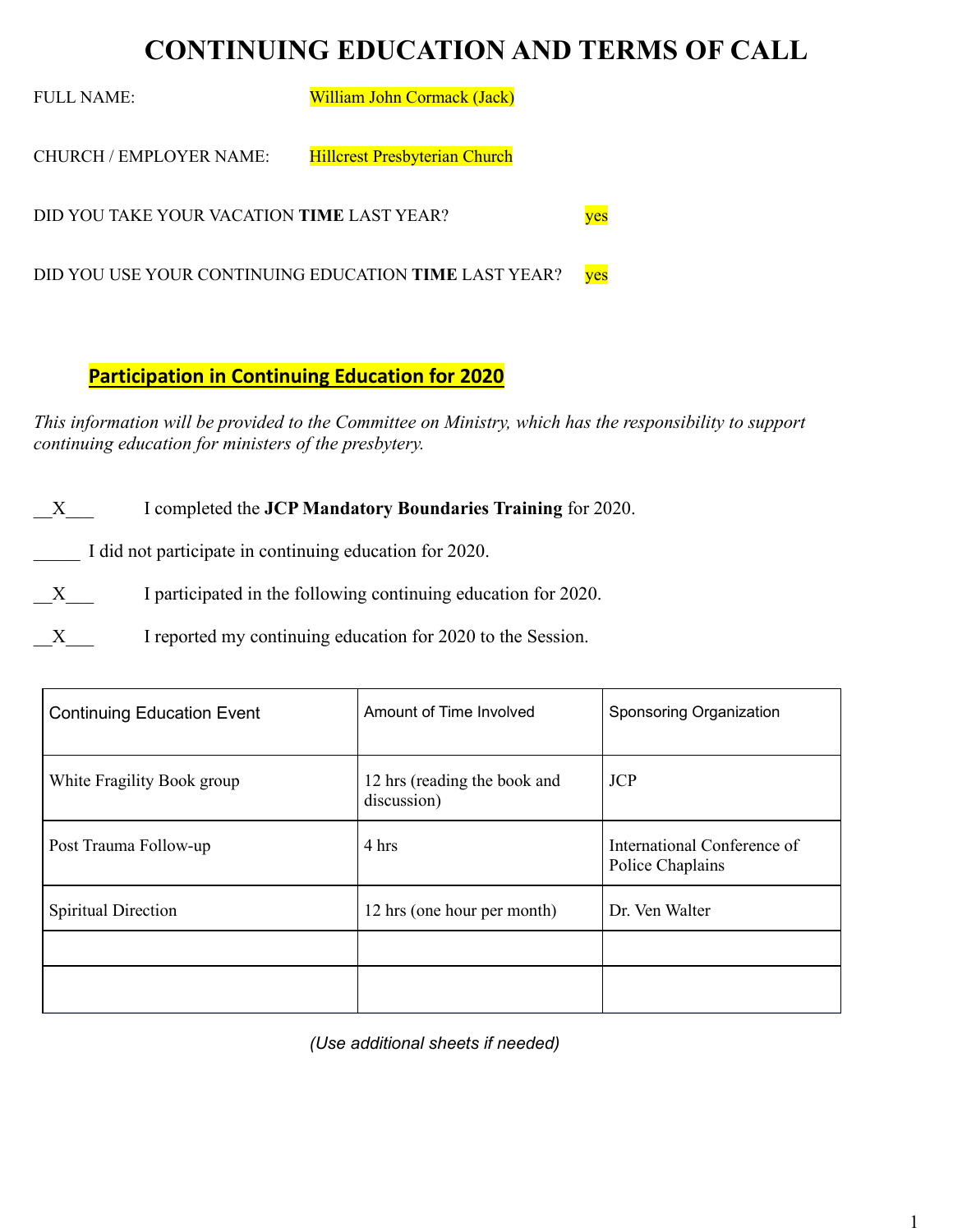# CONTINUING EDUCATION AND TERMS OF CALL

FULL NAME: William John Cormack (Jack)

CHURCH / EMPLOYER NAME: Hillcrest Presbyterian Church

DID YOU TAKE YOUR VACATION **TIME** LAST YEAR? yes

DID YOU USE YOUR CONTINUING EDUCATION **TIME** LAST YEAR? yes

## Participation in Continuing Education for 2020

*This information will be provided to the Committee on Ministry, which has the responsibility to support continuing education for ministers of the presbytery.*

__X___ I completed the **JCP Mandatory Boundaries Training** for 2020.

_____ I did not participate in continuing education for 2020.

__X___ I participated in the following continuing education for 2020.

__X___ I reported my continuing education for 2020 to the Session.

| Continuing Education Event | Amount of Time Involved | Sponsoring Organization |
|---|---|---|
| White Fragility Book group | 12 hrs (reading the book and discussion) | JCP |
| Post Trauma Follow-up | 4 hrs | International Conference of Police Chaplains |
| Spiritual Direction | 12 hrs (one hour per month) | Dr. Ven Walter |
| | | |
| | | |

*(Use additional sheets if needed)*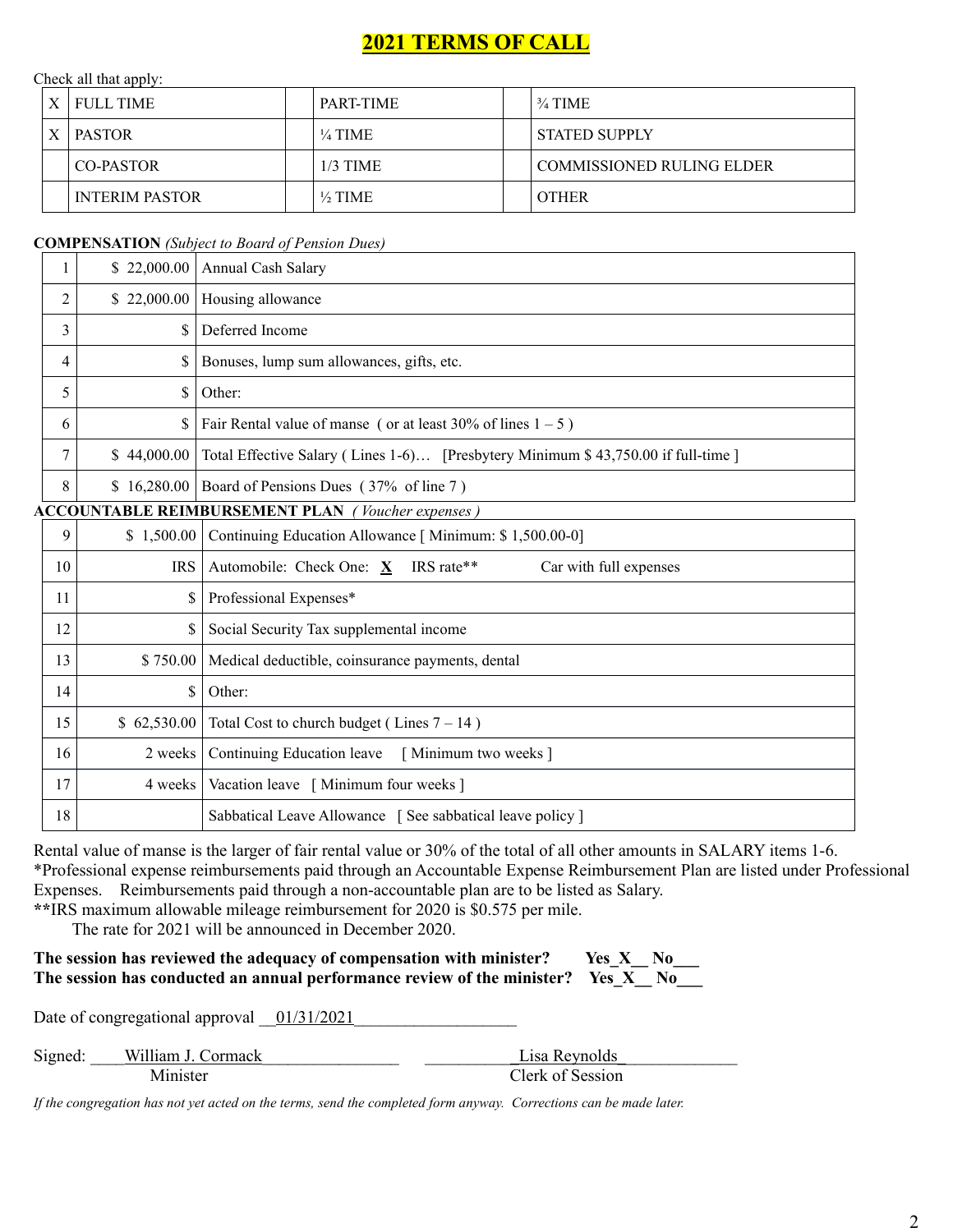# 2021 TERMS OF CALL

Check all that apply:

| | | | | | |
|---|---|---|---|---|---|
| X | FULL TIME | | PART-TIME | | ¾ TIME |
| X | PASTOR | | ¼ TIME | | STATED SUPPLY |
| | CO-PASTOR | | 1/3 TIME | | COMMISSIONED RULING ELDER |
| | INTERIM PASTOR | | ½ TIME | | OTHER |

**COMPENSATION** *(Subject to Board of Pension Dues)*

| | | |
|---|---|---|
| 1 | $ 22,000.00 | Annual Cash Salary |
| 2 | $ 22,000.00 | Housing allowance |
| 3 | $ | Deferred Income |
| 4 | $ | Bonuses, lump sum allowances, gifts, etc. |
| 5 | $ | Other: |
| 6 | $ | Fair Rental value of manse ( or at least 30% of lines 1 – 5 ) |
| 7 | $ 44,000.00 | Total Effective Salary ( Lines 1-6)… [Presbytery Minimum $ 43,750.00 if full-time ] |
| 8 | $ 16,280.00 | Board of Pensions Dues ( 37% of line 7 ) |

**ACCOUNTABLE REIMBURSEMENT PLAN** *( Voucher expenses )*

| | | |
|---|---|---|
| 9 | $ 1,500.00 | Continuing Education Allowance [ Minimum: $ 1,500.00-0] |
| 10 | IRS | Automobile: Check One: **X** IRS rate** Car with full expenses |
| 11 | $ | Professional Expenses* |
| 12 | $ | Social Security Tax supplemental income |
| 13 | $ 750.00 | Medical deductible, coinsurance payments, dental |
| 14 | $ | Other: |
| 15 | $ 62,530.00 | Total Cost to church budget ( Lines 7 – 14 ) |
| 16 | 2 weeks | Continuing Education leave [ Minimum two weeks ] |
| 17 | 4 weeks | Vacation leave [ Minimum four weeks ] |
| 18 | | Sabbatical Leave Allowance [ See sabbatical leave policy ] |

Rental value of manse is the larger of fair rental value or 30% of the total of all other amounts in SALARY items 1-6.
*Professional expense reimbursements paid through an Accountable Expense Reimbursement Plan are listed under Professional Expenses. Reimbursements paid through a non-accountable plan are to be listed as Salary.
**IRS maximum allowable mileage reimbursement for 2020 is $0.575 per mile.
The rate for 2021 will be announced in December 2020.

**The session has reviewed the adequacy of compensation with minister? Yes_X__ No___**
**The session has conducted an annual performance review of the minister? Yes_X__ No___**

Date of congregational approval __01/31/2021__________________

Signed: ____William J. Cormack________________ __________Lisa Reynolds_____________

Minister Clerk of Session

*If the congregation has not yet acted on the terms, send the completed form anyway. Corrections can be made later.*